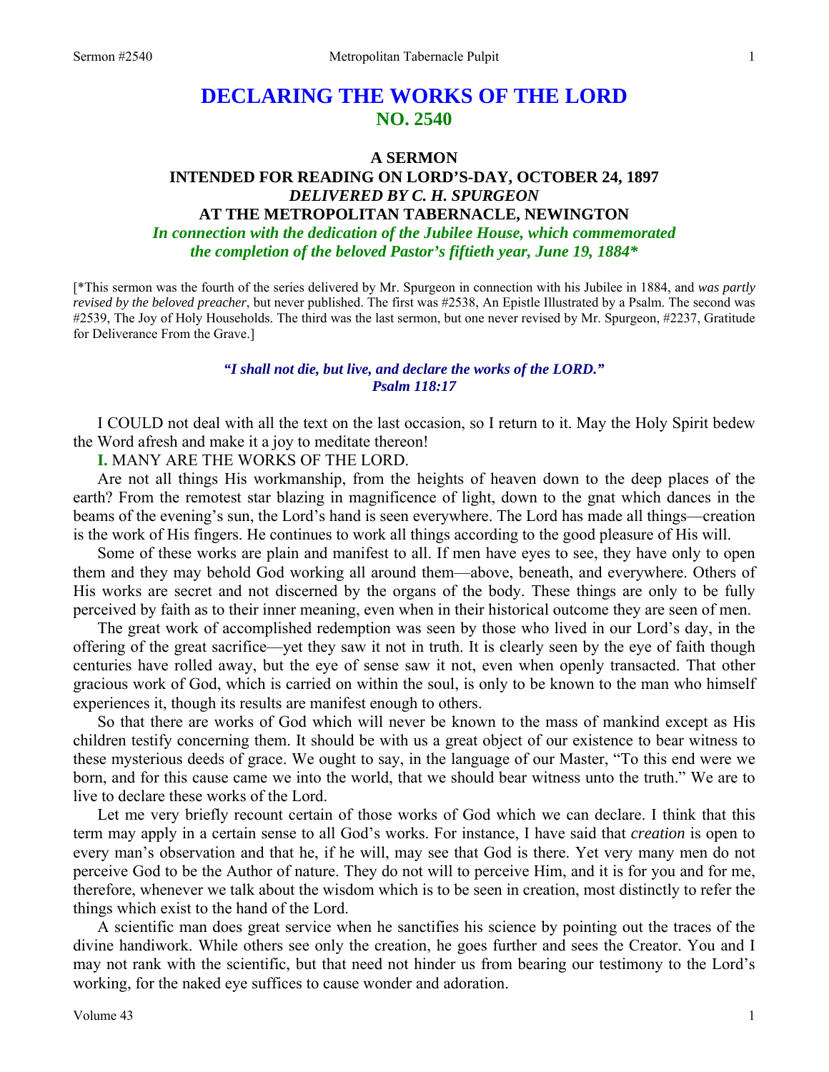# DECLARING THE WORKS OF THE LORD
## NO. 2540

### A SERMON
### INTENDED FOR READING ON LORD'S-DAY, OCTOBER 24, 1897
### *DELIVERED BY C. H. SPURGEON*
### AT THE METROPOLITAN TABERNACLE, NEWINGTON
### *In connection with the dedication of the Jubilee House, which commemorated the completion of the beloved Pastor's fiftieth year, June 19, 1884\**

[\*This sermon was the fourth of the series delivered by Mr. Spurgeon in connection with his Jubilee in 1884, and *was partly revised by the beloved preacher*, but never published. The first was #2538, An Epistle Illustrated by a Psalm. The second was #2539, The Joy of Holy Households. The third was the last sermon, but one never revised by Mr. Spurgeon, #2237, Gratitude for Deliverance From the Grave.]

***"I shall not die, but live, and declare the works of the LORD."***
***Psalm 118:17***

I COULD not deal with all the text on the last occasion, so I return to it. May the Holy Spirit bedew the Word afresh and make it a joy to meditate thereon!

**I.** MANY ARE THE WORKS OF THE LORD.

Are not all things His workmanship, from the heights of heaven down to the deep places of the earth? From the remotest star blazing in magnificence of light, down to the gnat which dances in the beams of the evening's sun, the Lord's hand is seen everywhere. The Lord has made all things—creation is the work of His fingers. He continues to work all things according to the good pleasure of His will.

Some of these works are plain and manifest to all. If men have eyes to see, they have only to open them and they may behold God working all around them—above, beneath, and everywhere. Others of His works are secret and not discerned by the organs of the body. These things are only to be fully perceived by faith as to their inner meaning, even when in their historical outcome they are seen of men.

The great work of accomplished redemption was seen by those who lived in our Lord's day, in the offering of the great sacrifice—yet they saw it not in truth. It is clearly seen by the eye of faith though centuries have rolled away, but the eye of sense saw it not, even when openly transacted. That other gracious work of God, which is carried on within the soul, is only to be known to the man who himself experiences it, though its results are manifest enough to others.

So that there are works of God which will never be known to the mass of mankind except as His children testify concerning them. It should be with us a great object of our existence to bear witness to these mysterious deeds of grace. We ought to say, in the language of our Master, "To this end were we born, and for this cause came we into the world, that we should bear witness unto the truth." We are to live to declare these works of the Lord.

Let me very briefly recount certain of those works of God which we can declare. I think that this term may apply in a certain sense to all God's works. For instance, I have said that *creation* is open to every man's observation and that he, if he will, may see that God is there. Yet very many men do not perceive God to be the Author of nature. They do not will to perceive Him, and it is for you and for me, therefore, whenever we talk about the wisdom which is to be seen in creation, most distinctly to refer the things which exist to the hand of the Lord.

A scientific man does great service when he sanctifies his science by pointing out the traces of the divine handiwork. While others see only the creation, he goes further and sees the Creator. You and I may not rank with the scientific, but that need not hinder us from bearing our testimony to the Lord's working, for the naked eye suffices to cause wonder and adoration.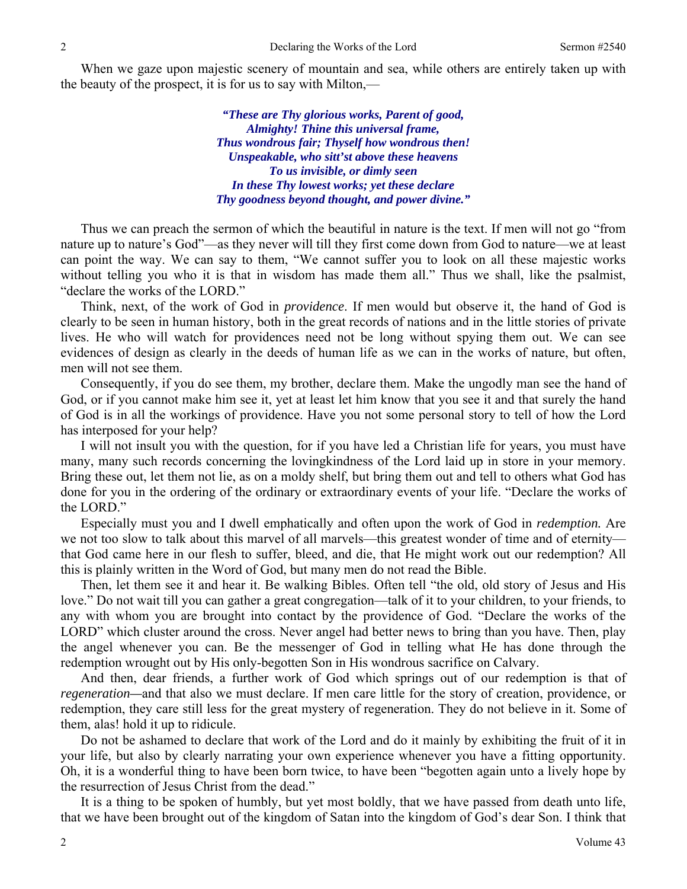When we gaze upon majestic scenery of mountain and sea, while others are entirely taken up with the beauty of the prospect, it is for us to say with Milton,—

> ***"These are Thy glorious works, Parent of good,***
> ***Almighty! Thine this universal frame,***
> ***Thus wondrous fair; Thyself how wondrous then!***
> ***Unspeakable, who sitt'st above these heavens***
> ***To us invisible, or dimly seen***
> ***In these Thy lowest works; yet these declare***
> ***Thy goodness beyond thought, and power divine."***

Thus we can preach the sermon of which the beautiful in nature is the text. If men will not go "from nature up to nature's God"—as they never will till they first come down from God to nature—we at least can point the way. We can say to them, "We cannot suffer you to look on all these majestic works without telling you who it is that in wisdom has made them all." Thus we shall, like the psalmist, "declare the works of the LORD."

Think, next, of the work of God in *providence*. If men would but observe it, the hand of God is clearly to be seen in human history, both in the great records of nations and in the little stories of private lives. He who will watch for providences need not be long without spying them out. We can see evidences of design as clearly in the deeds of human life as we can in the works of nature, but often, men will not see them.

Consequently, if you do see them, my brother, declare them. Make the ungodly man see the hand of God, or if you cannot make him see it, yet at least let him know that you see it and that surely the hand of God is in all the workings of providence. Have you not some personal story to tell of how the Lord has interposed for your help?

I will not insult you with the question, for if you have led a Christian life for years, you must have many, many such records concerning the lovingkindness of the Lord laid up in store in your memory. Bring these out, let them not lie, as on a moldy shelf, but bring them out and tell to others what God has done for you in the ordering of the ordinary or extraordinary events of your life. "Declare the works of the LORD."

Especially must you and I dwell emphatically and often upon the work of God in *redemption.* Are we not too slow to talk about this marvel of all marvels—this greatest wonder of time and of eternity—that God came here in our flesh to suffer, bleed, and die, that He might work out our redemption? All this is plainly written in the Word of God, but many men do not read the Bible.

Then, let them see it and hear it. Be walking Bibles. Often tell "the old, old story of Jesus and His love." Do not wait till you can gather a great congregation—talk of it to your children, to your friends, to any with whom you are brought into contact by the providence of God. "Declare the works of the LORD" which cluster around the cross. Never angel had better news to bring than you have. Then, play the angel whenever you can. Be the messenger of God in telling what He has done through the redemption wrought out by His only-begotten Son in His wondrous sacrifice on Calvary.

And then, dear friends, a further work of God which springs out of our redemption is that of *regeneration*—and that also we must declare. If men care little for the story of creation, providence, or redemption, they care still less for the great mystery of regeneration. They do not believe in it. Some of them, alas! hold it up to ridicule.

Do not be ashamed to declare that work of the Lord and do it mainly by exhibiting the fruit of it in your life, but also by clearly narrating your own experience whenever you have a fitting opportunity. Oh, it is a wonderful thing to have been born twice, to have been "begotten again unto a lively hope by the resurrection of Jesus Christ from the dead."

It is a thing to be spoken of humbly, but yet most boldly, that we have passed from death unto life, that we have been brought out of the kingdom of Satan into the kingdom of God's dear Son. I think that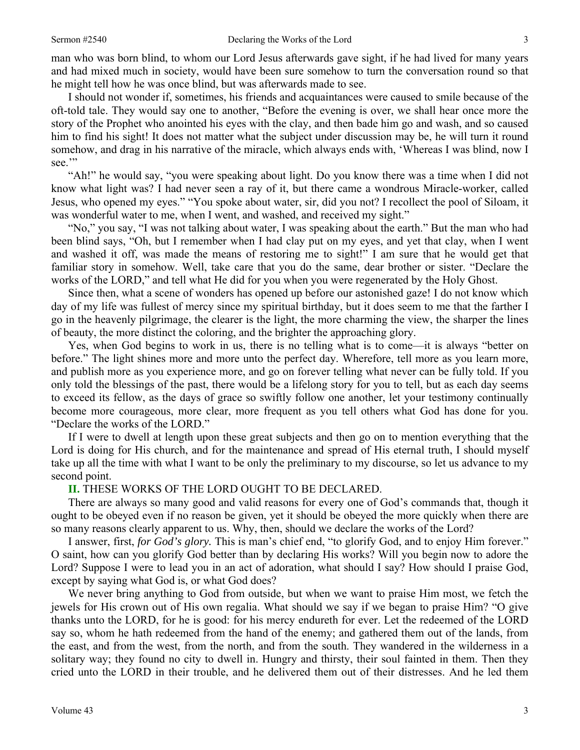man who was born blind, to whom our Lord Jesus afterwards gave sight, if he had lived for many years and had mixed much in society, would have been sure somehow to turn the conversation round so that he might tell how he was once blind, but was afterwards made to see.

I should not wonder if, sometimes, his friends and acquaintances were caused to smile because of the oft-told tale. They would say one to another, "Before the evening is over, we shall hear once more the story of the Prophet who anointed his eyes with the clay, and then bade him go and wash, and so caused him to find his sight! It does not matter what the subject under discussion may be, he will turn it round somehow, and drag in his narrative of the miracle, which always ends with, 'Whereas I was blind, now I see.'"

"Ah!" he would say, "you were speaking about light. Do you know there was a time when I did not know what light was? I had never seen a ray of it, but there came a wondrous Miracle-worker, called Jesus, who opened my eyes." "You spoke about water, sir, did you not? I recollect the pool of Siloam, it was wonderful water to me, when I went, and washed, and received my sight."

"No," you say, "I was not talking about water, I was speaking about the earth." But the man who had been blind says, "Oh, but I remember when I had clay put on my eyes, and yet that clay, when I went and washed it off, was made the means of restoring me to sight!" I am sure that he would get that familiar story in somehow. Well, take care that you do the same, dear brother or sister. "Declare the works of the LORD," and tell what He did for you when you were regenerated by the Holy Ghost.

Since then, what a scene of wonders has opened up before our astonished gaze! I do not know which day of my life was fullest of mercy since my spiritual birthday, but it does seem to me that the farther I go in the heavenly pilgrimage, the clearer is the light, the more charming the view, the sharper the lines of beauty, the more distinct the coloring, and the brighter the approaching glory.

Yes, when God begins to work in us, there is no telling what is to come—it is always "better on before." The light shines more and more unto the perfect day. Wherefore, tell more as you learn more, and publish more as you experience more, and go on forever telling what never can be fully told. If you only told the blessings of the past, there would be a lifelong story for you to tell, but as each day seems to exceed its fellow, as the days of grace so swiftly follow one another, let your testimony continually become more courageous, more clear, more frequent as you tell others what God has done for you. "Declare the works of the LORD."

If I were to dwell at length upon these great subjects and then go on to mention everything that the Lord is doing for His church, and for the maintenance and spread of His eternal truth, I should myself take up all the time with what I want to be only the preliminary to my discourse, so let us advance to my second point.

**II.** THESE WORKS OF THE LORD OUGHT TO BE DECLARED.

There are always so many good and valid reasons for every one of God's commands that, though it ought to be obeyed even if no reason be given, yet it should be obeyed the more quickly when there are so many reasons clearly apparent to us. Why, then, should we declare the works of the Lord?

I answer, first, *for God's glory.* This is man's chief end, "to glorify God, and to enjoy Him forever." O saint, how can you glorify God better than by declaring His works? Will you begin now to adore the Lord? Suppose I were to lead you in an act of adoration, what should I say? How should I praise God, except by saying what God is, or what God does?

We never bring anything to God from outside, but when we want to praise Him most, we fetch the jewels for His crown out of His own regalia. What should we say if we began to praise Him? "O give thanks unto the LORD, for he is good: for his mercy endureth for ever. Let the redeemed of the LORD say so, whom he hath redeemed from the hand of the enemy; and gathered them out of the lands, from the east, and from the west, from the north, and from the south. They wandered in the wilderness in a solitary way; they found no city to dwell in. Hungry and thirsty, their soul fainted in them. Then they cried unto the LORD in their trouble, and he delivered them out of their distresses. And he led them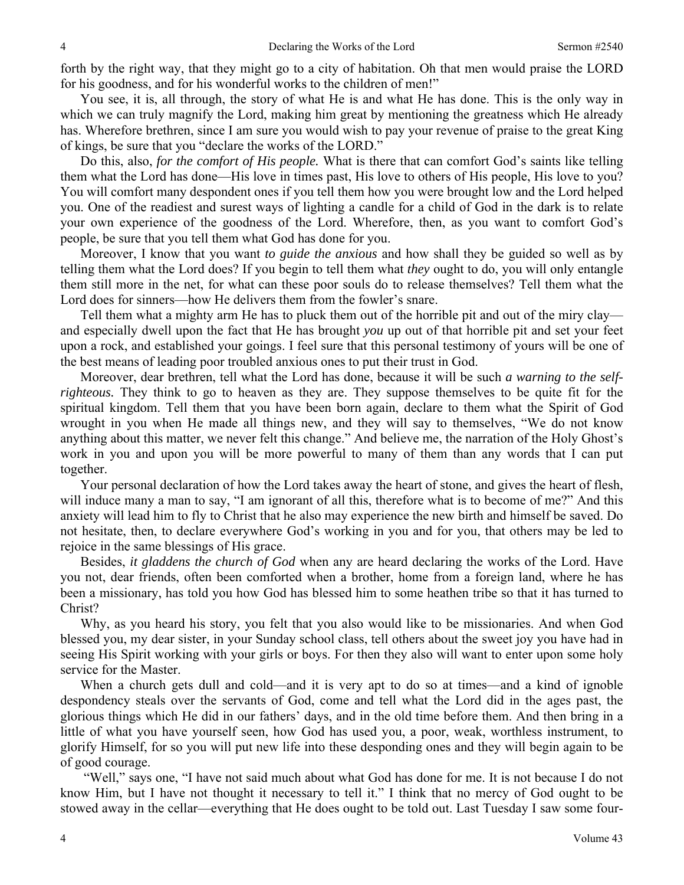forth by the right way, that they might go to a city of habitation. Oh that men would praise the LORD for his goodness, and for his wonderful works to the children of men!"

You see, it is, all through, the story of what He is and what He has done. This is the only way in which we can truly magnify the Lord, making him great by mentioning the greatness which He already has. Wherefore brethren, since I am sure you would wish to pay your revenue of praise to the great King of kings, be sure that you "declare the works of the LORD."

Do this, also, *for the comfort of His people.* What is there that can comfort God's saints like telling them what the Lord has done—His love in times past, His love to others of His people, His love to you? You will comfort many despondent ones if you tell them how you were brought low and the Lord helped you. One of the readiest and surest ways of lighting a candle for a child of God in the dark is to relate your own experience of the goodness of the Lord. Wherefore, then, as you want to comfort God's people, be sure that you tell them what God has done for you.

Moreover, I know that you want *to guide the anxious* and how shall they be guided so well as by telling them what the Lord does? If you begin to tell them what *they* ought to do, you will only entangle them still more in the net, for what can these poor souls do to release themselves? Tell them what the Lord does for sinners—how He delivers them from the fowler's snare.

Tell them what a mighty arm He has to pluck them out of the horrible pit and out of the miry clay—and especially dwell upon the fact that He has brought *you* up out of that horrible pit and set your feet upon a rock, and established your goings. I feel sure that this personal testimony of yours will be one of the best means of leading poor troubled anxious ones to put their trust in God.

Moreover, dear brethren, tell what the Lord has done, because it will be such *a warning to the self-righteous.* They think to go to heaven as they are. They suppose themselves to be quite fit for the spiritual kingdom. Tell them that you have been born again, declare to them what the Spirit of God wrought in you when He made all things new, and they will say to themselves, "We do not know anything about this matter, we never felt this change." And believe me, the narration of the Holy Ghost's work in you and upon you will be more powerful to many of them than any words that I can put together.

Your personal declaration of how the Lord takes away the heart of stone, and gives the heart of flesh, will induce many a man to say, "I am ignorant of all this, therefore what is to become of me?" And this anxiety will lead him to fly to Christ that he also may experience the new birth and himself be saved. Do not hesitate, then, to declare everywhere God's working in you and for you, that others may be led to rejoice in the same blessings of His grace.

Besides, *it gladdens the church of God* when any are heard declaring the works of the Lord. Have you not, dear friends, often been comforted when a brother, home from a foreign land, where he has been a missionary, has told you how God has blessed him to some heathen tribe so that it has turned to Christ?

Why, as you heard his story, you felt that you also would like to be missionaries. And when God blessed you, my dear sister, in your Sunday school class, tell others about the sweet joy you have had in seeing His Spirit working with your girls or boys. For then they also will want to enter upon some holy service for the Master.

When a church gets dull and cold—and it is very apt to do so at times—and a kind of ignoble despondency steals over the servants of God, come and tell what the Lord did in the ages past, the glorious things which He did in our fathers' days, and in the old time before them. And then bring in a little of what you have yourself seen, how God has used you, a poor, weak, worthless instrument, to glorify Himself, for so you will put new life into these desponding ones and they will begin again to be of good courage.

"Well," says one, "I have not said much about what God has done for me. It is not because I do not know Him, but I have not thought it necessary to tell it." I think that no mercy of God ought to be stowed away in the cellar—everything that He does ought to be told out. Last Tuesday I saw some four-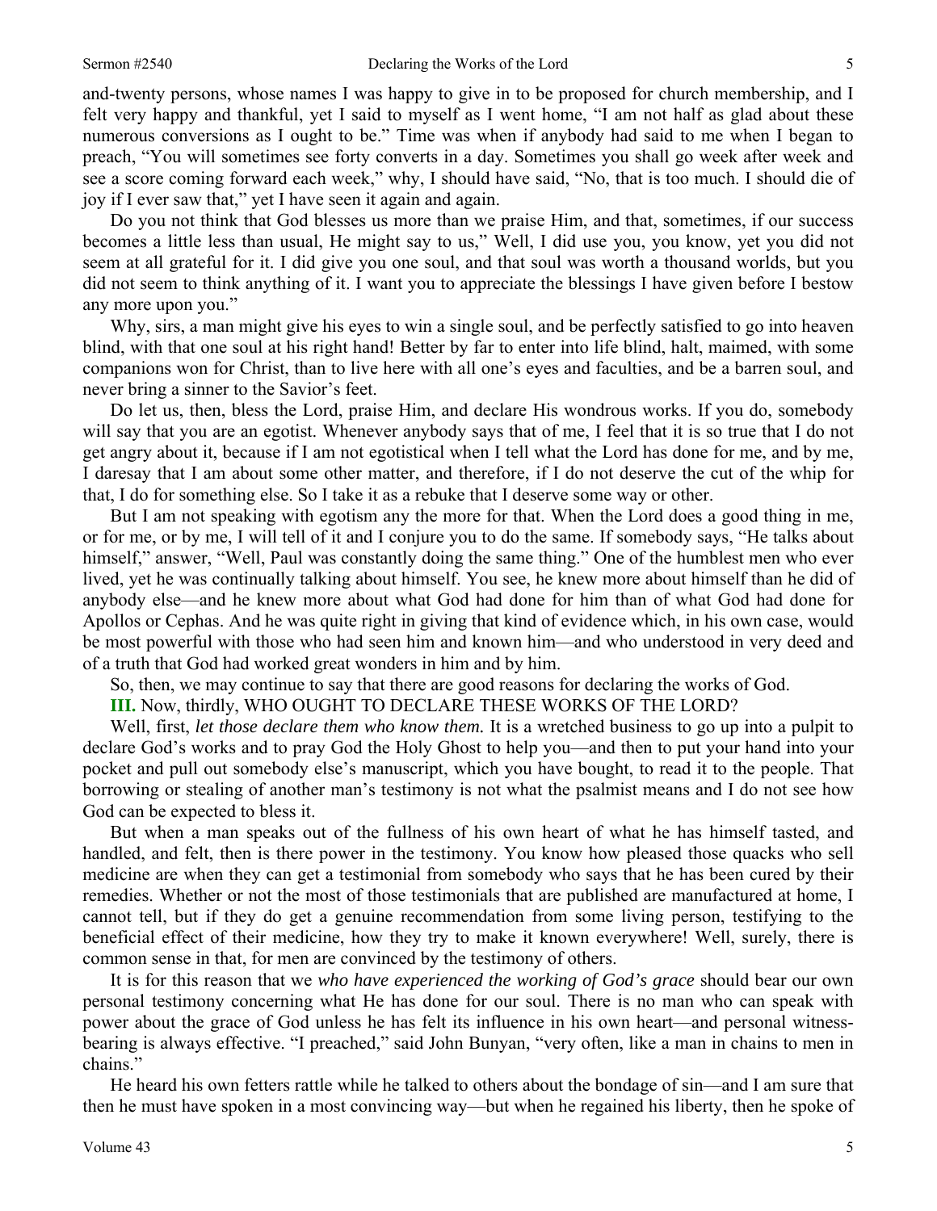and-twenty persons, whose names I was happy to give in to be proposed for church membership, and I felt very happy and thankful, yet I said to myself as I went home, "I am not half as glad about these numerous conversions as I ought to be." Time was when if anybody had said to me when I began to preach, "You will sometimes see forty converts in a day. Sometimes you shall go week after week and see a score coming forward each week," why, I should have said, "No, that is too much. I should die of joy if I ever saw that," yet I have seen it again and again.

Do you not think that God blesses us more than we praise Him, and that, sometimes, if our success becomes a little less than usual, He might say to us," Well, I did use you, you know, yet you did not seem at all grateful for it. I did give you one soul, and that soul was worth a thousand worlds, but you did not seem to think anything of it. I want you to appreciate the blessings I have given before I bestow any more upon you."

Why, sirs, a man might give his eyes to win a single soul, and be perfectly satisfied to go into heaven blind, with that one soul at his right hand! Better by far to enter into life blind, halt, maimed, with some companions won for Christ, than to live here with all one's eyes and faculties, and be a barren soul, and never bring a sinner to the Savior's feet.

Do let us, then, bless the Lord, praise Him, and declare His wondrous works. If you do, somebody will say that you are an egotist. Whenever anybody says that of me, I feel that it is so true that I do not get angry about it, because if I am not egotistical when I tell what the Lord has done for me, and by me, I daresay that I am about some other matter, and therefore, if I do not deserve the cut of the whip for that, I do for something else. So I take it as a rebuke that I deserve some way or other.

But I am not speaking with egotism any the more for that. When the Lord does a good thing in me, or for me, or by me, I will tell of it and I conjure you to do the same. If somebody says, "He talks about himself," answer, "Well, Paul was constantly doing the same thing." One of the humblest men who ever lived, yet he was continually talking about himself. You see, he knew more about himself than he did of anybody else—and he knew more about what God had done for him than of what God had done for Apollos or Cephas. And he was quite right in giving that kind of evidence which, in his own case, would be most powerful with those who had seen him and known him—and who understood in very deed and of a truth that God had worked great wonders in him and by him.

So, then, we may continue to say that there are good reasons for declaring the works of God.

**III.** Now, thirdly, WHO OUGHT TO DECLARE THESE WORKS OF THE LORD?

Well, first, *let those declare them who know them.* It is a wretched business to go up into a pulpit to declare God's works and to pray God the Holy Ghost to help you—and then to put your hand into your pocket and pull out somebody else's manuscript, which you have bought, to read it to the people. That borrowing or stealing of another man's testimony is not what the psalmist means and I do not see how God can be expected to bless it.

But when a man speaks out of the fullness of his own heart of what he has himself tasted, and handled, and felt, then is there power in the testimony. You know how pleased those quacks who sell medicine are when they can get a testimonial from somebody who says that he has been cured by their remedies. Whether or not the most of those testimonials that are published are manufactured at home, I cannot tell, but if they do get a genuine recommendation from some living person, testifying to the beneficial effect of their medicine, how they try to make it known everywhere! Well, surely, there is common sense in that, for men are convinced by the testimony of others.

It is for this reason that we *who have experienced the working of God's grace* should bear our own personal testimony concerning what He has done for our soul. There is no man who can speak with power about the grace of God unless he has felt its influence in his own heart—and personal witness-bearing is always effective. "I preached," said John Bunyan, "very often, like a man in chains to men in chains."

He heard his own fetters rattle while he talked to others about the bondage of sin—and I am sure that then he must have spoken in a most convincing way—but when he regained his liberty, then he spoke of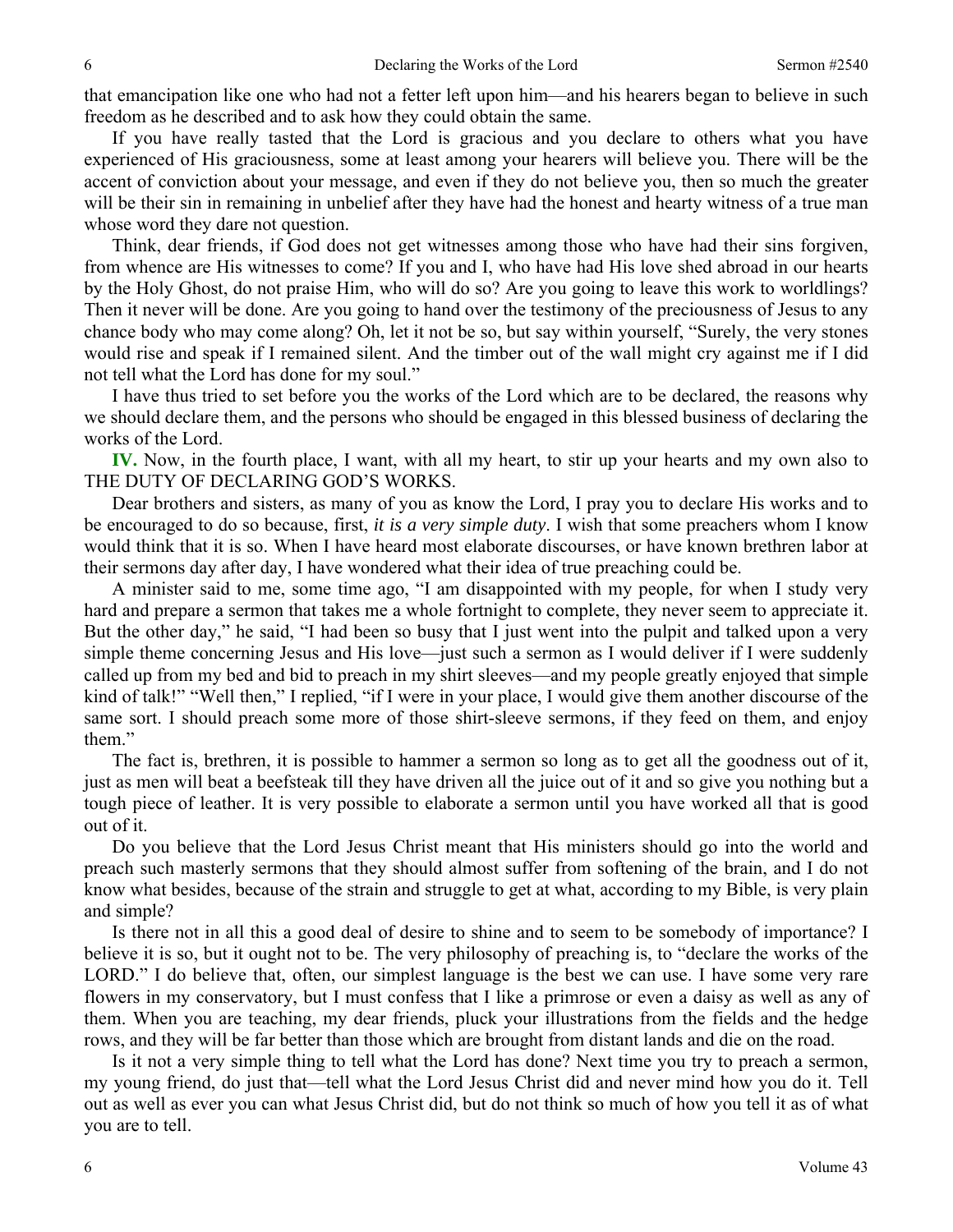that emancipation like one who had not a fetter left upon him—and his hearers began to believe in such freedom as he described and to ask how they could obtain the same.

If you have really tasted that the Lord is gracious and you declare to others what you have experienced of His graciousness, some at least among your hearers will believe you. There will be the accent of conviction about your message, and even if they do not believe you, then so much the greater will be their sin in remaining in unbelief after they have had the honest and hearty witness of a true man whose word they dare not question.

Think, dear friends, if God does not get witnesses among those who have had their sins forgiven, from whence are His witnesses to come? If you and I, who have had His love shed abroad in our hearts by the Holy Ghost, do not praise Him, who will do so? Are you going to leave this work to worldlings? Then it never will be done. Are you going to hand over the testimony of the preciousness of Jesus to any chance body who may come along? Oh, let it not be so, but say within yourself, "Surely, the very stones would rise and speak if I remained silent. And the timber out of the wall might cry against me if I did not tell what the Lord has done for my soul."

I have thus tried to set before you the works of the Lord which are to be declared, the reasons why we should declare them, and the persons who should be engaged in this blessed business of declaring the works of the Lord.

**IV.** Now, in the fourth place, I want, with all my heart, to stir up your hearts and my own also to THE DUTY OF DECLARING GOD'S WORKS.

Dear brothers and sisters, as many of you as know the Lord, I pray you to declare His works and to be encouraged to do so because, first, *it is a very simple duty*. I wish that some preachers whom I know would think that it is so. When I have heard most elaborate discourses, or have known brethren labor at their sermons day after day, I have wondered what their idea of true preaching could be.

A minister said to me, some time ago, "I am disappointed with my people, for when I study very hard and prepare a sermon that takes me a whole fortnight to complete, they never seem to appreciate it. But the other day," he said, "I had been so busy that I just went into the pulpit and talked upon a very simple theme concerning Jesus and His love—just such a sermon as I would deliver if I were suddenly called up from my bed and bid to preach in my shirt sleeves—and my people greatly enjoyed that simple kind of talk!" "Well then," I replied, "if I were in your place, I would give them another discourse of the same sort. I should preach some more of those shirt-sleeve sermons, if they feed on them, and enjoy them."

The fact is, brethren, it is possible to hammer a sermon so long as to get all the goodness out of it, just as men will beat a beefsteak till they have driven all the juice out of it and so give you nothing but a tough piece of leather. It is very possible to elaborate a sermon until you have worked all that is good out of it.

Do you believe that the Lord Jesus Christ meant that His ministers should go into the world and preach such masterly sermons that they should almost suffer from softening of the brain, and I do not know what besides, because of the strain and struggle to get at what, according to my Bible, is very plain and simple?

Is there not in all this a good deal of desire to shine and to seem to be somebody of importance? I believe it is so, but it ought not to be. The very philosophy of preaching is, to "declare the works of the LORD." I do believe that, often, our simplest language is the best we can use. I have some very rare flowers in my conservatory, but I must confess that I like a primrose or even a daisy as well as any of them. When you are teaching, my dear friends, pluck your illustrations from the fields and the hedge rows, and they will be far better than those which are brought from distant lands and die on the road.

Is it not a very simple thing to tell what the Lord has done? Next time you try to preach a sermon, my young friend, do just that—tell what the Lord Jesus Christ did and never mind how you do it. Tell out as well as ever you can what Jesus Christ did, but do not think so much of how you tell it as of what you are to tell.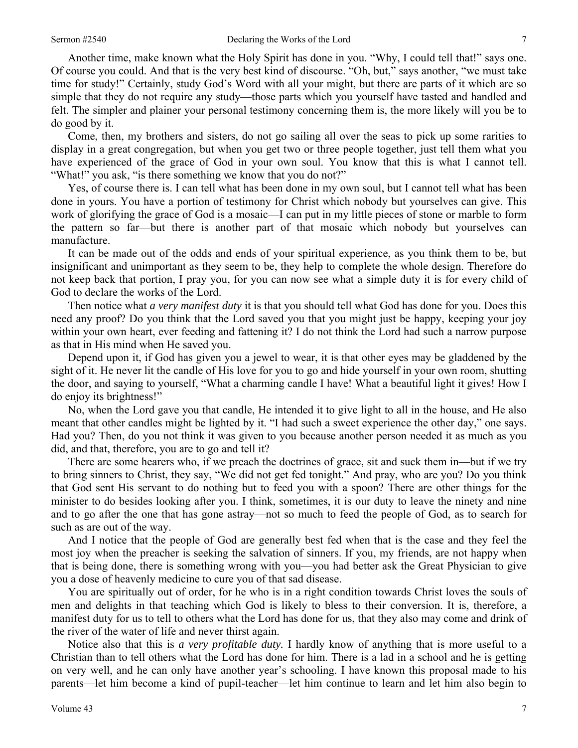Another time, make known what the Holy Spirit has done in you. "Why, I could tell that!" says one. Of course you could. And that is the very best kind of discourse. "Oh, but," says another, "we must take time for study!" Certainly, study God's Word with all your might, but there are parts of it which are so simple that they do not require any study—those parts which you yourself have tasted and handled and felt. The simpler and plainer your personal testimony concerning them is, the more likely will you be to do good by it.

Come, then, my brothers and sisters, do not go sailing all over the seas to pick up some rarities to display in a great congregation, but when you get two or three people together, just tell them what you have experienced of the grace of God in your own soul. You know that this is what I cannot tell. "What!" you ask, "is there something we know that you do not?"

Yes, of course there is. I can tell what has been done in my own soul, but I cannot tell what has been done in yours. You have a portion of testimony for Christ which nobody but yourselves can give. This work of glorifying the grace of God is a mosaic—I can put in my little pieces of stone or marble to form the pattern so far—but there is another part of that mosaic which nobody but yourselves can manufacture.

It can be made out of the odds and ends of your spiritual experience, as you think them to be, but insignificant and unimportant as they seem to be, they help to complete the whole design. Therefore do not keep back that portion, I pray you, for you can now see what a simple duty it is for every child of God to declare the works of the Lord.

Then notice what *a very manifest duty* it is that you should tell what God has done for you. Does this need any proof? Do you think that the Lord saved you that you might just be happy, keeping your joy within your own heart, ever feeding and fattening it? I do not think the Lord had such a narrow purpose as that in His mind when He saved you.

Depend upon it, if God has given you a jewel to wear, it is that other eyes may be gladdened by the sight of it. He never lit the candle of His love for you to go and hide yourself in your own room, shutting the door, and saying to yourself, "What a charming candle I have! What a beautiful light it gives! How I do enjoy its brightness!"

No, when the Lord gave you that candle, He intended it to give light to all in the house, and He also meant that other candles might be lighted by it. "I had such a sweet experience the other day," one says. Had you? Then, do you not think it was given to you because another person needed it as much as you did, and that, therefore, you are to go and tell it?

There are some hearers who, if we preach the doctrines of grace, sit and suck them in—but if we try to bring sinners to Christ, they say, "We did not get fed tonight." And pray, who are you? Do you think that God sent His servant to do nothing but to feed you with a spoon? There are other things for the minister to do besides looking after you. I think, sometimes, it is our duty to leave the ninety and nine and to go after the one that has gone astray—not so much to feed the people of God, as to search for such as are out of the way.

And I notice that the people of God are generally best fed when that is the case and they feel the most joy when the preacher is seeking the salvation of sinners. If you, my friends, are not happy when that is being done, there is something wrong with you—you had better ask the Great Physician to give you a dose of heavenly medicine to cure you of that sad disease.

You are spiritually out of order, for he who is in a right condition towards Christ loves the souls of men and delights in that teaching which God is likely to bless to their conversion. It is, therefore, a manifest duty for us to tell to others what the Lord has done for us, that they also may come and drink of the river of the water of life and never thirst again.

Notice also that this is *a very profitable duty.* I hardly know of anything that is more useful to a Christian than to tell others what the Lord has done for him. There is a lad in a school and he is getting on very well, and he can only have another year's schooling. I have known this proposal made to his parents—let him become a kind of pupil-teacher—let him continue to learn and let him also begin to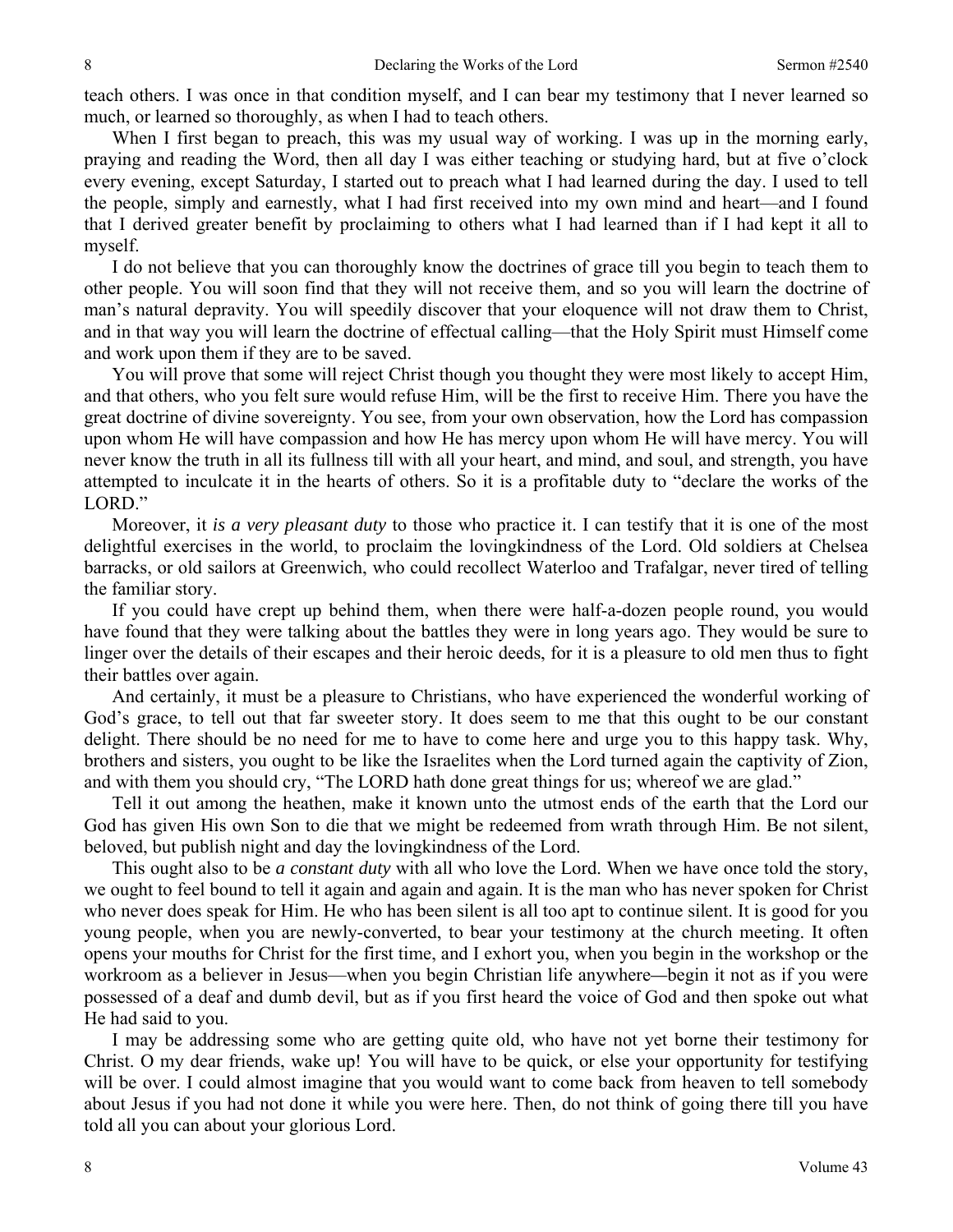teach others. I was once in that condition myself, and I can bear my testimony that I never learned so much, or learned so thoroughly, as when I had to teach others.

When I first began to preach, this was my usual way of working. I was up in the morning early, praying and reading the Word, then all day I was either teaching or studying hard, but at five o'clock every evening, except Saturday, I started out to preach what I had learned during the day. I used to tell the people, simply and earnestly, what I had first received into my own mind and heart—and I found that I derived greater benefit by proclaiming to others what I had learned than if I had kept it all to myself.

I do not believe that you can thoroughly know the doctrines of grace till you begin to teach them to other people. You will soon find that they will not receive them, and so you will learn the doctrine of man's natural depravity. You will speedily discover that your eloquence will not draw them to Christ, and in that way you will learn the doctrine of effectual calling—that the Holy Spirit must Himself come and work upon them if they are to be saved.

You will prove that some will reject Christ though you thought they were most likely to accept Him, and that others, who you felt sure would refuse Him, will be the first to receive Him. There you have the great doctrine of divine sovereignty. You see, from your own observation, how the Lord has compassion upon whom He will have compassion and how He has mercy upon whom He will have mercy. You will never know the truth in all its fullness till with all your heart, and mind, and soul, and strength, you have attempted to inculcate it in the hearts of others. So it is a profitable duty to "declare the works of the LORD."

Moreover, it *is a very pleasant duty* to those who practice it. I can testify that it is one of the most delightful exercises in the world, to proclaim the lovingkindness of the Lord. Old soldiers at Chelsea barracks, or old sailors at Greenwich, who could recollect Waterloo and Trafalgar, never tired of telling the familiar story.

If you could have crept up behind them, when there were half-a-dozen people round, you would have found that they were talking about the battles they were in long years ago. They would be sure to linger over the details of their escapes and their heroic deeds, for it is a pleasure to old men thus to fight their battles over again.

And certainly, it must be a pleasure to Christians, who have experienced the wonderful working of God's grace, to tell out that far sweeter story. It does seem to me that this ought to be our constant delight. There should be no need for me to have to come here and urge you to this happy task. Why, brothers and sisters, you ought to be like the Israelites when the Lord turned again the captivity of Zion, and with them you should cry, "The LORD hath done great things for us; whereof we are glad."

Tell it out among the heathen, make it known unto the utmost ends of the earth that the Lord our God has given His own Son to die that we might be redeemed from wrath through Him. Be not silent, beloved, but publish night and day the lovingkindness of the Lord.

This ought also to be *a constant duty* with all who love the Lord. When we have once told the story, we ought to feel bound to tell it again and again and again. It is the man who has never spoken for Christ who never does speak for Him. He who has been silent is all too apt to continue silent. It is good for you young people, when you are newly-converted, to bear your testimony at the church meeting. It often opens your mouths for Christ for the first time, and I exhort you, when you begin in the workshop or the workroom as a believer in Jesus—when you begin Christian life anywhere—begin it not as if you were possessed of a deaf and dumb devil, but as if you first heard the voice of God and then spoke out what He had said to you.

I may be addressing some who are getting quite old, who have not yet borne their testimony for Christ. O my dear friends, wake up! You will have to be quick, or else your opportunity for testifying will be over. I could almost imagine that you would want to come back from heaven to tell somebody about Jesus if you had not done it while you were here. Then, do not think of going there till you have told all you can about your glorious Lord.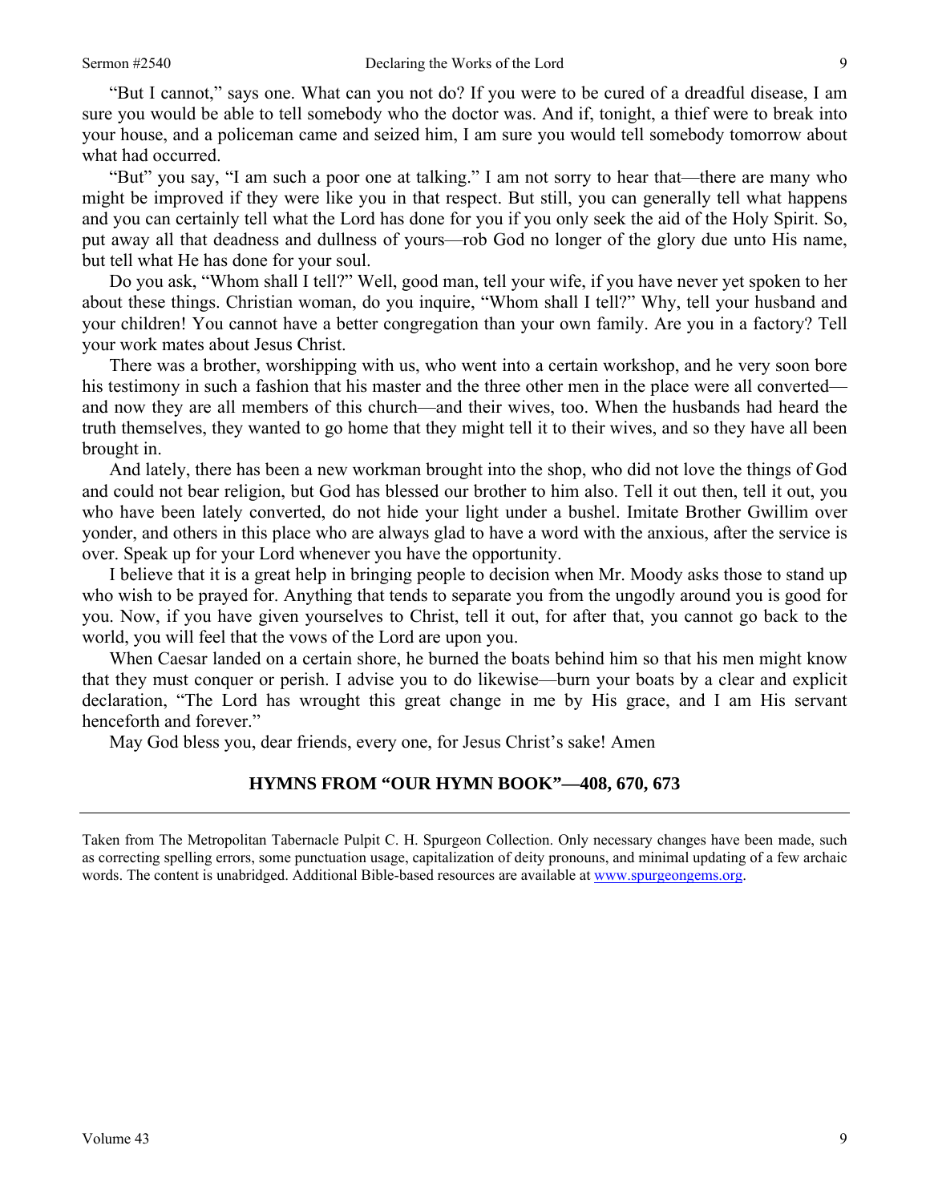"But I cannot," says one. What can you not do? If you were to be cured of a dreadful disease, I am sure you would be able to tell somebody who the doctor was. And if, tonight, a thief were to break into your house, and a policeman came and seized him, I am sure you would tell somebody tomorrow about what had occurred.

"But" you say, "I am such a poor one at talking." I am not sorry to hear that—there are many who might be improved if they were like you in that respect. But still, you can generally tell what happens and you can certainly tell what the Lord has done for you if you only seek the aid of the Holy Spirit. So, put away all that deadness and dullness of yours—rob God no longer of the glory due unto His name, but tell what He has done for your soul.

Do you ask, "Whom shall I tell?" Well, good man, tell your wife, if you have never yet spoken to her about these things. Christian woman, do you inquire, "Whom shall I tell?" Why, tell your husband and your children! You cannot have a better congregation than your own family. Are you in a factory? Tell your work mates about Jesus Christ.

There was a brother, worshipping with us, who went into a certain workshop, and he very soon bore his testimony in such a fashion that his master and the three other men in the place were all converted—and now they are all members of this church—and their wives, too. When the husbands had heard the truth themselves, they wanted to go home that they might tell it to their wives, and so they have all been brought in.

And lately, there has been a new workman brought into the shop, who did not love the things of God and could not bear religion, but God has blessed our brother to him also. Tell it out then, tell it out, you who have been lately converted, do not hide your light under a bushel. Imitate Brother Gwillim over yonder, and others in this place who are always glad to have a word with the anxious, after the service is over. Speak up for your Lord whenever you have the opportunity.

I believe that it is a great help in bringing people to decision when Mr. Moody asks those to stand up who wish to be prayed for. Anything that tends to separate you from the ungodly around you is good for you. Now, if you have given yourselves to Christ, tell it out, for after that, you cannot go back to the world, you will feel that the vows of the Lord are upon you.

When Caesar landed on a certain shore, he burned the boats behind him so that his men might know that they must conquer or perish. I advise you to do likewise—burn your boats by a clear and explicit declaration, "The Lord has wrought this great change in me by His grace, and I am His servant henceforth and forever."

May God bless you, dear friends, every one, for Jesus Christ's sake! Amen

**HYMNS FROM "OUR HYMN BOOK"—408, 670, 673**

---

Taken from The Metropolitan Tabernacle Pulpit C. H. Spurgeon Collection. Only necessary changes have been made, such as correcting spelling errors, some punctuation usage, capitalization of deity pronouns, and minimal updating of a few archaic words. The content is unabridged. Additional Bible-based resources are available at www.spurgeongems.org.